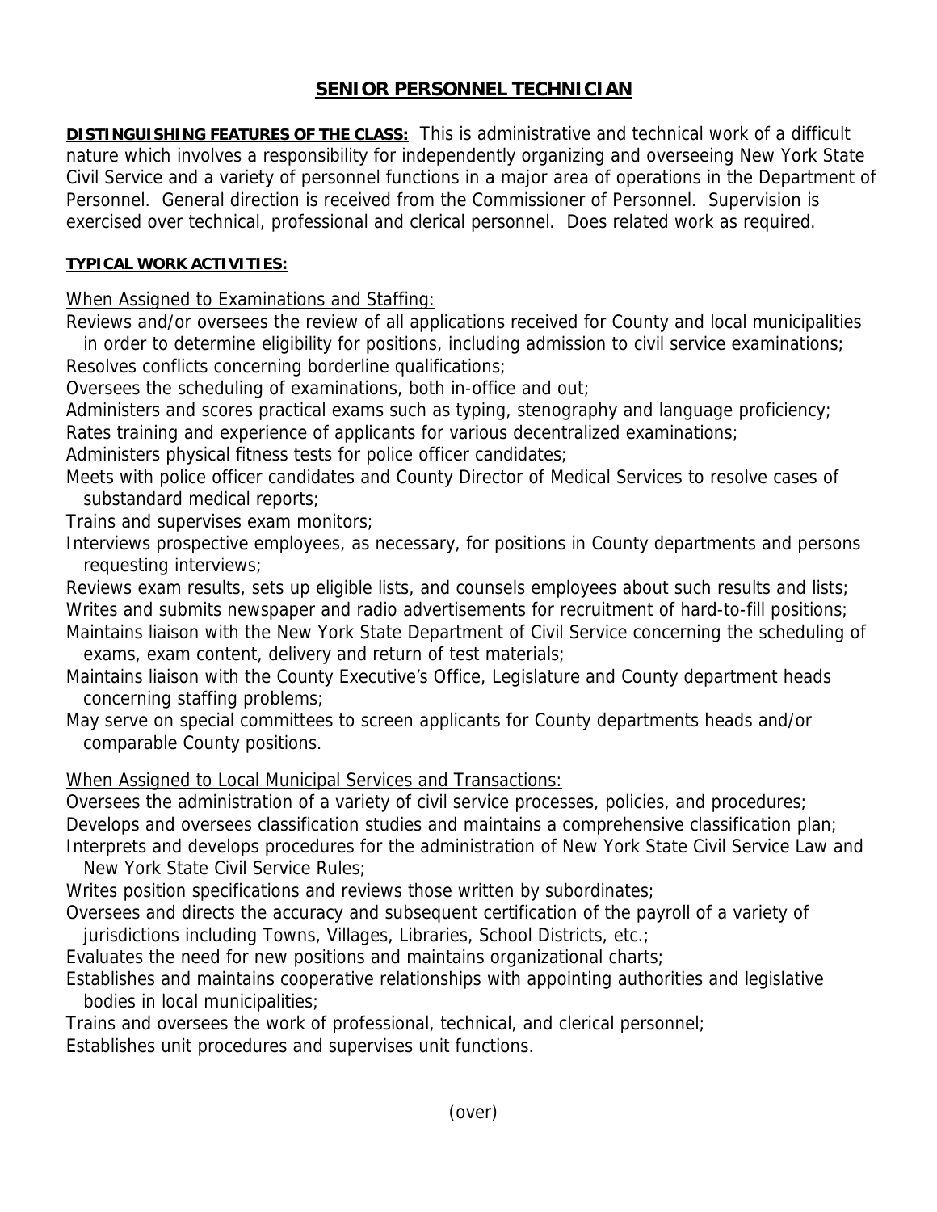# SENIOR PERSONNEL TECHNICIAN

**DISTINGUISHING FEATURES OF THE CLASS:** This is administrative and technical work of a difficult nature which involves a responsibility for independently organizing and overseeing New York State Civil Service and a variety of personnel functions in a major area of operations in the Department of Personnel. General direction is received from the Commissioner of Personnel. Supervision is exercised over technical, professional and clerical personnel. Does related work as required.

**TYPICAL WORK ACTIVITIES:**

When Assigned to Examinations and Staffing:

Reviews and/or oversees the review of all applications received for County and local municipalities in order to determine eligibility for positions, including admission to civil service examinations;
Resolves conflicts concerning borderline qualifications;
Oversees the scheduling of examinations, both in-office and out;
Administers and scores practical exams such as typing, stenography and language proficiency;
Rates training and experience of applicants for various decentralized examinations;
Administers physical fitness tests for police officer candidates;
Meets with police officer candidates and County Director of Medical Services to resolve cases of substandard medical reports;
Trains and supervises exam monitors;
Interviews prospective employees, as necessary, for positions in County departments and persons requesting interviews;
Reviews exam results, sets up eligible lists, and counsels employees about such results and lists;
Writes and submits newspaper and radio advertisements for recruitment of hard-to-fill positions;
Maintains liaison with the New York State Department of Civil Service concerning the scheduling of exams, exam content, delivery and return of test materials;
Maintains liaison with the County Executive's Office, Legislature and County department heads concerning staffing problems;
May serve on special committees to screen applicants for County departments heads and/or comparable County positions.

When Assigned to Local Municipal Services and Transactions:

Oversees the administration of a variety of civil service processes, policies, and procedures;
Develops and oversees classification studies and maintains a comprehensive classification plan;
Interprets and develops procedures for the administration of New York State Civil Service Law and New York State Civil Service Rules;
Writes position specifications and reviews those written by subordinates;
Oversees and directs the accuracy and subsequent certification of the payroll of a variety of jurisdictions including Towns, Villages, Libraries, School Districts, etc.;
Evaluates the need for new positions and maintains organizational charts;
Establishes and maintains cooperative relationships with appointing authorities and legislative bodies in local municipalities;
Trains and oversees the work of professional, technical, and clerical personnel;
Establishes unit procedures and supervises unit functions.

(over)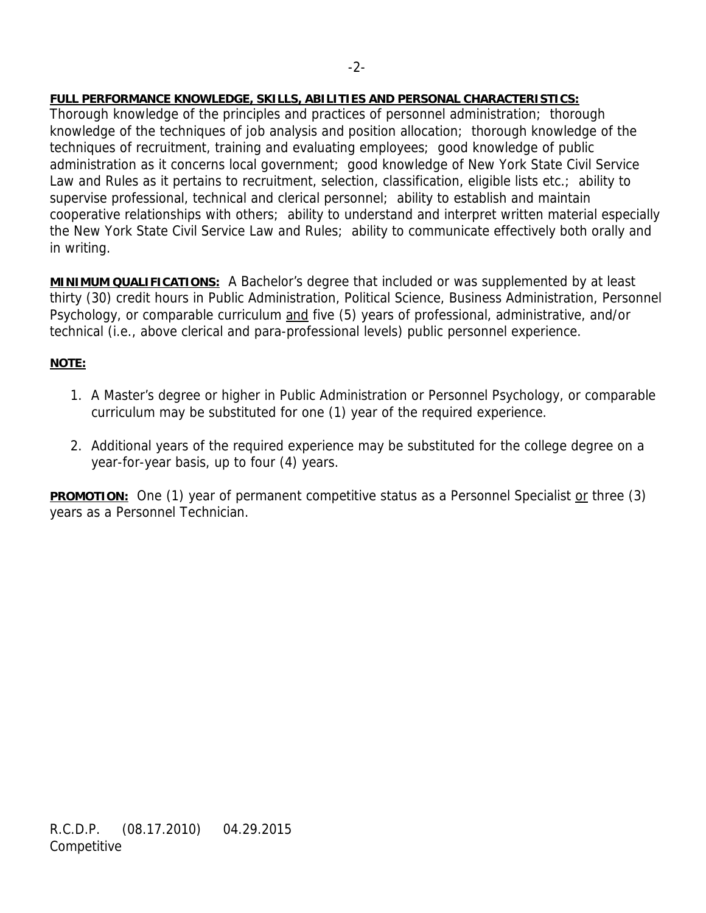**FULL PERFORMANCE KNOWLEDGE, SKILLS, ABILITIES AND PERSONAL CHARACTERISTICS:** Thorough knowledge of the principles and practices of personnel administration; thorough knowledge of the techniques of job analysis and position allocation; thorough knowledge of the techniques of recruitment, training and evaluating employees; good knowledge of public administration as it concerns local government; good knowledge of New York State Civil Service Law and Rules as it pertains to recruitment, selection, classification, eligible lists etc.; ability to supervise professional, technical and clerical personnel; ability to establish and maintain cooperative relationships with others; ability to understand and interpret written material especially the New York State Civil Service Law and Rules; ability to communicate effectively both orally and in writing.

**MINIMUM QUALIFICATIONS:** A Bachelor's degree that included or was supplemented by at least thirty (30) credit hours in Public Administration, Political Science, Business Administration, Personnel Psychology, or comparable curriculum and five (5) years of professional, administrative, and/or technical (i.e., above clerical and para-professional levels) public personnel experience.

**NOTE:**

1. A Master's degree or higher in Public Administration or Personnel Psychology, or comparable curriculum may be substituted for one (1) year of the required experience.

2. Additional years of the required experience may be substituted for the college degree on a year-for-year basis, up to four (4) years.

**PROMOTION:** One (1) year of permanent competitive status as a Personnel Specialist or three (3) years as a Personnel Technician.

R.C.D.P. (08.17.2010) 04.29.2015
Competitive